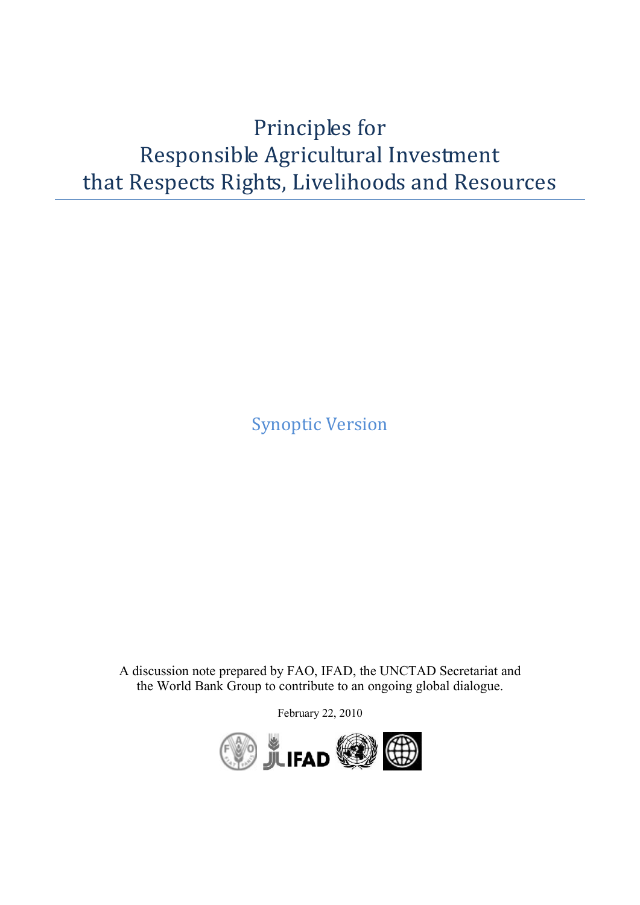# Principles for Responsible Agricultural Investment that Respects Rights, Livelihoods and Resources

## Synoptic Version

A discussion note prepared by FAO, IFAD, the UNCTAD Secretariat and the World Bank Group to contribute to an ongoing global dialogue.

February 22, 2010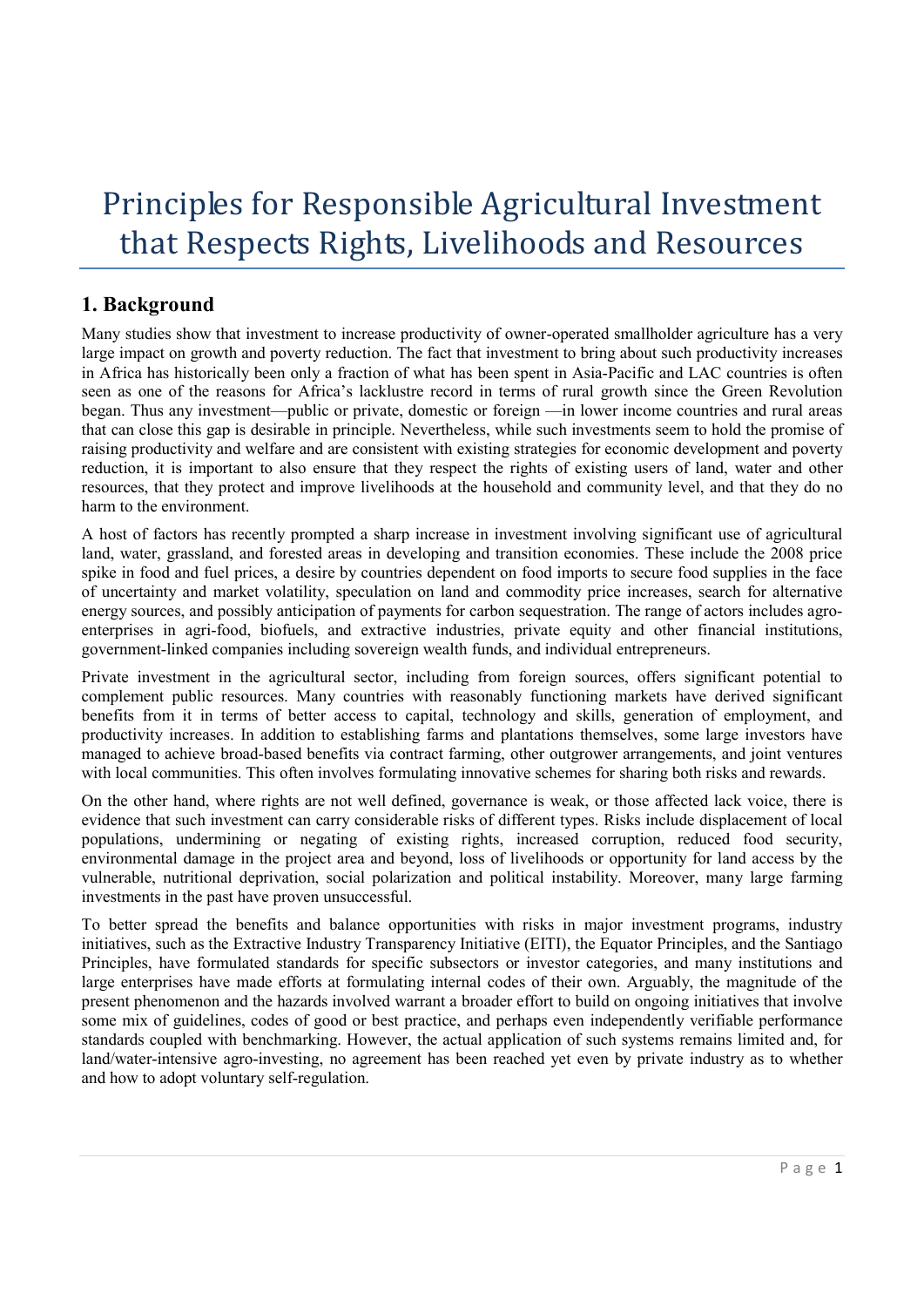# Principles for Responsible Agricultural Investment that Respects Rights, Livelihoods and Resources

## 1. Background

Many studies show that investment to increase productivity of owner-operated smallholder agriculture has a very large impact on growth and poverty reduction. The fact that investment to bring about such productivity increases in Africa has historically been only a fraction of what has been spent in Asia-Pacific and LAC countries is often seen as one of the reasons for Africa's lacklustre record in terms of rural growth since the Green Revolution began. Thus any investment—public or private, domestic or foreign —in lower income countries and rural areas that can close this gap is desirable in principle. Nevertheless, while such investments seem to hold the promise of raising productivity and welfare and are consistent with existing strategies for economic development and poverty reduction, it is important to also ensure that they respect the rights of existing users of land, water and other resources, that they protect and improve livelihoods at the household and community level, and that they do no harm to the environment.

A host of factors has recently prompted a sharp increase in investment involving significant use of agricultural land, water, grassland, and forested areas in developing and transition economies. These include the 2008 price spike in food and fuel prices, a desire by countries dependent on food imports to secure food supplies in the face of uncertainty and market volatility, speculation on land and commodity price increases, search for alternative energy sources, and possibly anticipation of payments for carbon sequestration. The range of actors includes agro-enterprises in agri-food, biofuels, and extractive industries, private equity and other financial institutions, government-linked companies including sovereign wealth funds, and individual entrepreneurs.

Private investment in the agricultural sector, including from foreign sources, offers significant potential to complement public resources. Many countries with reasonably functioning markets have derived significant benefits from it in terms of better access to capital, technology and skills, generation of employment, and productivity increases. In addition to establishing farms and plantations themselves, some large investors have managed to achieve broad-based benefits via contract farming, other outgrower arrangements, and joint ventures with local communities. This often involves formulating innovative schemes for sharing both risks and rewards.

On the other hand, where rights are not well defined, governance is weak, or those affected lack voice, there is evidence that such investment can carry considerable risks of different types. Risks include displacement of local populations, undermining or negating of existing rights, increased corruption, reduced food security, environmental damage in the project area and beyond, loss of livelihoods or opportunity for land access by the vulnerable, nutritional deprivation, social polarization and political instability. Moreover, many large farming investments in the past have proven unsuccessful.

To better spread the benefits and balance opportunities with risks in major investment programs, industry initiatives, such as the Extractive Industry Transparency Initiative (EITI), the Equator Principles, and the Santiago Principles, have formulated standards for specific subsectors or investor categories, and many institutions and large enterprises have made efforts at formulating internal codes of their own. Arguably, the magnitude of the present phenomenon and the hazards involved warrant a broader effort to build on ongoing initiatives that involve some mix of guidelines, codes of good or best practice, and perhaps even independently verifiable performance standards coupled with benchmarking. However, the actual application of such systems remains limited and, for land/water-intensive agro-investing, no agreement has been reached yet even by private industry as to whether and how to adopt voluntary self-regulation.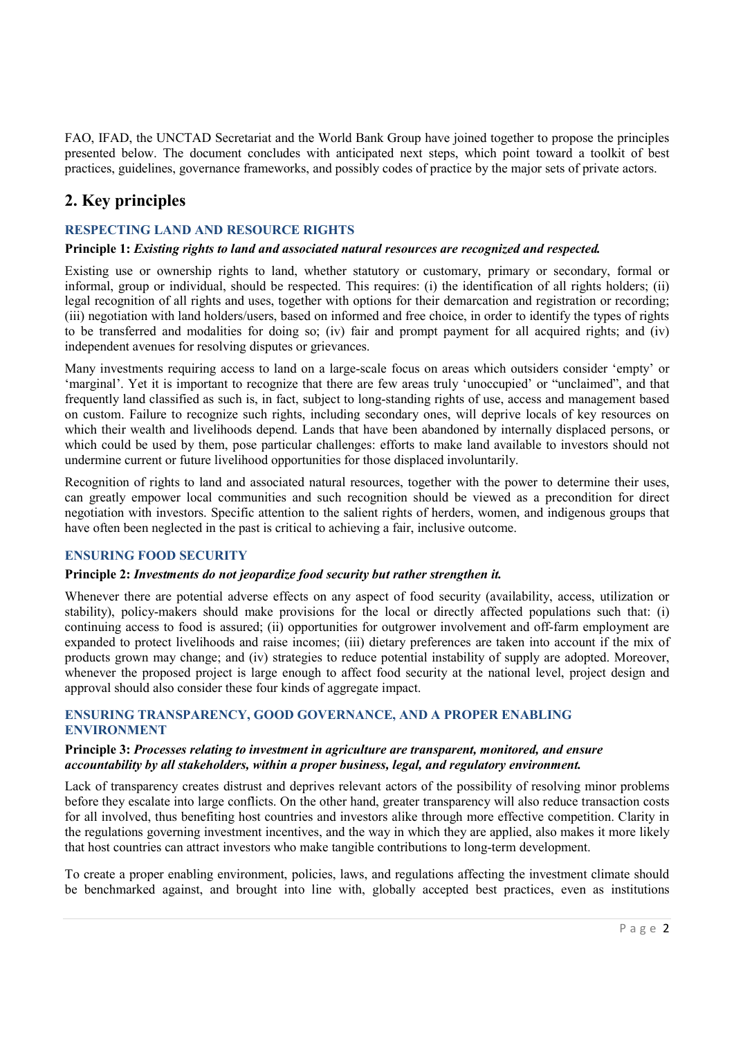FAO, IFAD, the UNCTAD Secretariat and the World Bank Group have joined together to propose the principles presented below. The document concludes with anticipated next steps, which point toward a toolkit of best practices, guidelines, governance frameworks, and possibly codes of practice by the major sets of private actors.

## 2. Key principles

### RESPECTING LAND AND RESOURCE RIGHTS

**Principle 1:** ***Existing rights to land and associated natural resources are recognized and respected.***

Existing use or ownership rights to land, whether statutory or customary, primary or secondary, formal or informal, group or individual, should be respected. This requires: (i) the identification of all rights holders; (ii) legal recognition of all rights and uses, together with options for their demarcation and registration or recording; (iii) negotiation with land holders/users, based on informed and free choice, in order to identify the types of rights to be transferred and modalities for doing so; (iv) fair and prompt payment for all acquired rights; and (iv) independent avenues for resolving disputes or grievances.

Many investments requiring access to land on a large-scale focus on areas which outsiders consider 'empty' or 'marginal'. Yet it is important to recognize that there are few areas truly 'unoccupied' or "unclaimed", and that frequently land classified as such is, in fact, subject to long-standing rights of use, access and management based on custom. Failure to recognize such rights, including secondary ones, will deprive locals of key resources on which their wealth and livelihoods depend. Lands that have been abandoned by internally displaced persons, or which could be used by them, pose particular challenges: efforts to make land available to investors should not undermine current or future livelihood opportunities for those displaced involuntarily.

Recognition of rights to land and associated natural resources, together with the power to determine their uses, can greatly empower local communities and such recognition should be viewed as a precondition for direct negotiation with investors. Specific attention to the salient rights of herders, women, and indigenous groups that have often been neglected in the past is critical to achieving a fair, inclusive outcome.

### ENSURING FOOD SECURITY

**Principle 2:** ***Investments do not jeopardize food security but rather strengthen it.***

Whenever there are potential adverse effects on any aspect of food security (availability, access, utilization or stability), policy-makers should make provisions for the local or directly affected populations such that: (i) continuing access to food is assured; (ii) opportunities for outgrower involvement and off-farm employment are expanded to protect livelihoods and raise incomes; (iii) dietary preferences are taken into account if the mix of products grown may change; and (iv) strategies to reduce potential instability of supply are adopted. Moreover, whenever the proposed project is large enough to affect food security at the national level, project design and approval should also consider these four kinds of aggregate impact.

### ENSURING TRANSPARENCY, GOOD GOVERNANCE, AND A PROPER ENABLING ENVIRONMENT

**Principle 3:** ***Processes relating to investment in agriculture are transparent, monitored, and ensure accountability by all stakeholders, within a proper business, legal, and regulatory environment.***

Lack of transparency creates distrust and deprives relevant actors of the possibility of resolving minor problems before they escalate into large conflicts. On the other hand, greater transparency will also reduce transaction costs for all involved, thus benefiting host countries and investors alike through more effective competition. Clarity in the regulations governing investment incentives, and the way in which they are applied, also makes it more likely that host countries can attract investors who make tangible contributions to long-term development.

To create a proper enabling environment, policies, laws, and regulations affecting the investment climate should be benchmarked against, and brought into line with, globally accepted best practices, even as institutions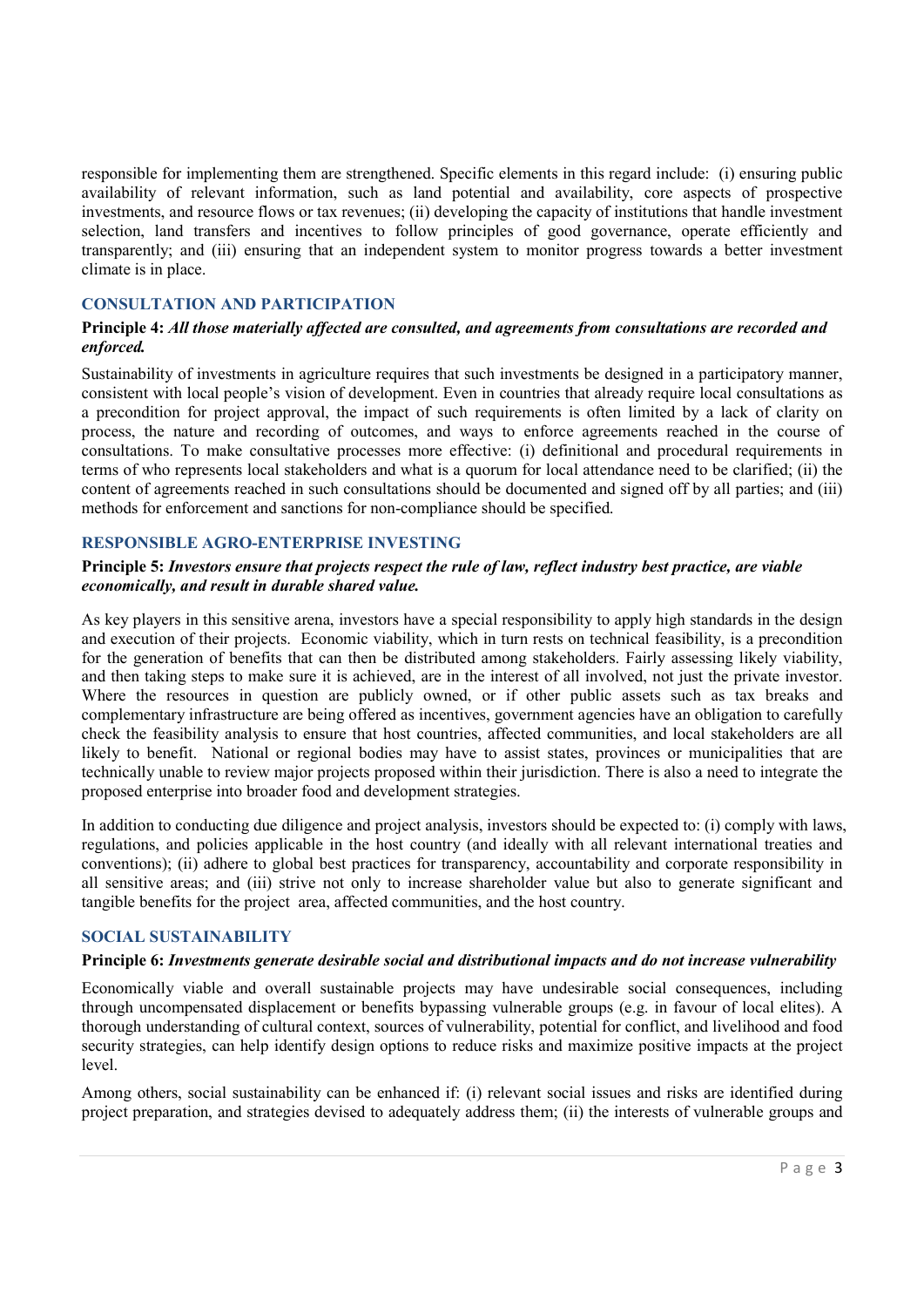responsible for implementing them are strengthened. Specific elements in this regard include: (i) ensuring public availability of relevant information, such as land potential and availability, core aspects of prospective investments, and resource flows or tax revenues; (ii) developing the capacity of institutions that handle investment selection, land transfers and incentives to follow principles of good governance, operate efficiently and transparently; and (iii) ensuring that an independent system to monitor progress towards a better investment climate is in place.

### CONSULTATION AND PARTICIPATION

**Principle 4:** ***All those materially affected are consulted, and agreements from consultations are recorded and enforced.***

Sustainability of investments in agriculture requires that such investments be designed in a participatory manner, consistent with local people's vision of development. Even in countries that already require local consultations as a precondition for project approval, the impact of such requirements is often limited by a lack of clarity on process, the nature and recording of outcomes, and ways to enforce agreements reached in the course of consultations. To make consultative processes more effective: (i) definitional and procedural requirements in terms of who represents local stakeholders and what is a quorum for local attendance need to be clarified; (ii) the content of agreements reached in such consultations should be documented and signed off by all parties; and (iii) methods for enforcement and sanctions for non-compliance should be specified.

### RESPONSIBLE AGRO-ENTERPRISE INVESTING

**Principle 5:** ***Investors ensure that projects respect the rule of law, reflect industry best practice, are viable economically, and result in durable shared value.***

As key players in this sensitive arena, investors have a special responsibility to apply high standards in the design and execution of their projects. Economic viability, which in turn rests on technical feasibility, is a precondition for the generation of benefits that can then be distributed among stakeholders. Fairly assessing likely viability, and then taking steps to make sure it is achieved, are in the interest of all involved, not just the private investor. Where the resources in question are publicly owned, or if other public assets such as tax breaks and complementary infrastructure are being offered as incentives, government agencies have an obligation to carefully check the feasibility analysis to ensure that host countries, affected communities, and local stakeholders are all likely to benefit. National or regional bodies may have to assist states, provinces or municipalities that are technically unable to review major projects proposed within their jurisdiction. There is also a need to integrate the proposed enterprise into broader food and development strategies.

In addition to conducting due diligence and project analysis, investors should be expected to: (i) comply with laws, regulations, and policies applicable in the host country (and ideally with all relevant international treaties and conventions); (ii) adhere to global best practices for transparency, accountability and corporate responsibility in all sensitive areas; and (iii) strive not only to increase shareholder value but also to generate significant and tangible benefits for the project area, affected communities, and the host country.

### SOCIAL SUSTAINABILITY

**Principle 6:** ***Investments generate desirable social and distributional impacts and do not increase vulnerability***

Economically viable and overall sustainable projects may have undesirable social consequences, including through uncompensated displacement or benefits bypassing vulnerable groups (e.g. in favour of local elites). A thorough understanding of cultural context, sources of vulnerability, potential for conflict, and livelihood and food security strategies, can help identify design options to reduce risks and maximize positive impacts at the project level.

Among others, social sustainability can be enhanced if: (i) relevant social issues and risks are identified during project preparation, and strategies devised to adequately address them; (ii) the interests of vulnerable groups and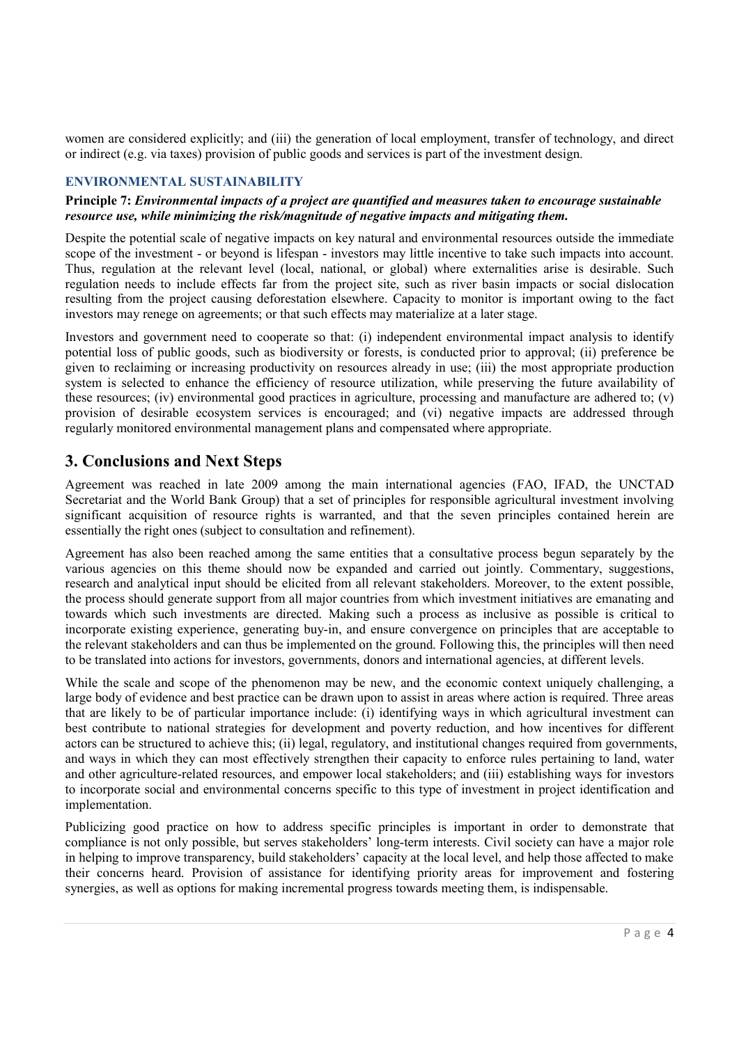women are considered explicitly; and (iii) the generation of local employment, transfer of technology, and direct or indirect (e.g. via taxes) provision of public goods and services is part of the investment design.

### ENVIRONMENTAL SUSTAINABILITY

**Principle 7:** ***Environmental impacts of a project are quantified and measures taken to encourage sustainable resource use, while minimizing the risk/magnitude of negative impacts and mitigating them.***

Despite the potential scale of negative impacts on key natural and environmental resources outside the immediate scope of the investment - or beyond is lifespan - investors may little incentive to take such impacts into account. Thus, regulation at the relevant level (local, national, or global) where externalities arise is desirable. Such regulation needs to include effects far from the project site, such as river basin impacts or social dislocation resulting from the project causing deforestation elsewhere. Capacity to monitor is important owing to the fact investors may renege on agreements; or that such effects may materialize at a later stage.

Investors and government need to cooperate so that: (i) independent environmental impact analysis to identify potential loss of public goods, such as biodiversity or forests, is conducted prior to approval; (ii) preference be given to reclaiming or increasing productivity on resources already in use; (iii) the most appropriate production system is selected to enhance the efficiency of resource utilization, while preserving the future availability of these resources; (iv) environmental good practices in agriculture, processing and manufacture are adhered to; (v) provision of desirable ecosystem services is encouraged; and (vi) negative impacts are addressed through regularly monitored environmental management plans and compensated where appropriate.

## 3. Conclusions and Next Steps

Agreement was reached in late 2009 among the main international agencies (FAO, IFAD, the UNCTAD Secretariat and the World Bank Group) that a set of principles for responsible agricultural investment involving significant acquisition of resource rights is warranted, and that the seven principles contained herein are essentially the right ones (subject to consultation and refinement).

Agreement has also been reached among the same entities that a consultative process begun separately by the various agencies on this theme should now be expanded and carried out jointly. Commentary, suggestions, research and analytical input should be elicited from all relevant stakeholders. Moreover, to the extent possible, the process should generate support from all major countries from which investment initiatives are emanating and towards which such investments are directed. Making such a process as inclusive as possible is critical to incorporate existing experience, generating buy-in, and ensure convergence on principles that are acceptable to the relevant stakeholders and can thus be implemented on the ground. Following this, the principles will then need to be translated into actions for investors, governments, donors and international agencies, at different levels.

While the scale and scope of the phenomenon may be new, and the economic context uniquely challenging, a large body of evidence and best practice can be drawn upon to assist in areas where action is required. Three areas that are likely to be of particular importance include: (i) identifying ways in which agricultural investment can best contribute to national strategies for development and poverty reduction, and how incentives for different actors can be structured to achieve this; (ii) legal, regulatory, and institutional changes required from governments, and ways in which they can most effectively strengthen their capacity to enforce rules pertaining to land, water and other agriculture-related resources, and empower local stakeholders; and (iii) establishing ways for investors to incorporate social and environmental concerns specific to this type of investment in project identification and implementation.

Publicizing good practice on how to address specific principles is important in order to demonstrate that compliance is not only possible, but serves stakeholders' long-term interests. Civil society can have a major role in helping to improve transparency, build stakeholders' capacity at the local level, and help those affected to make their concerns heard. Provision of assistance for identifying priority areas for improvement and fostering synergies, as well as options for making incremental progress towards meeting them, is indispensable.